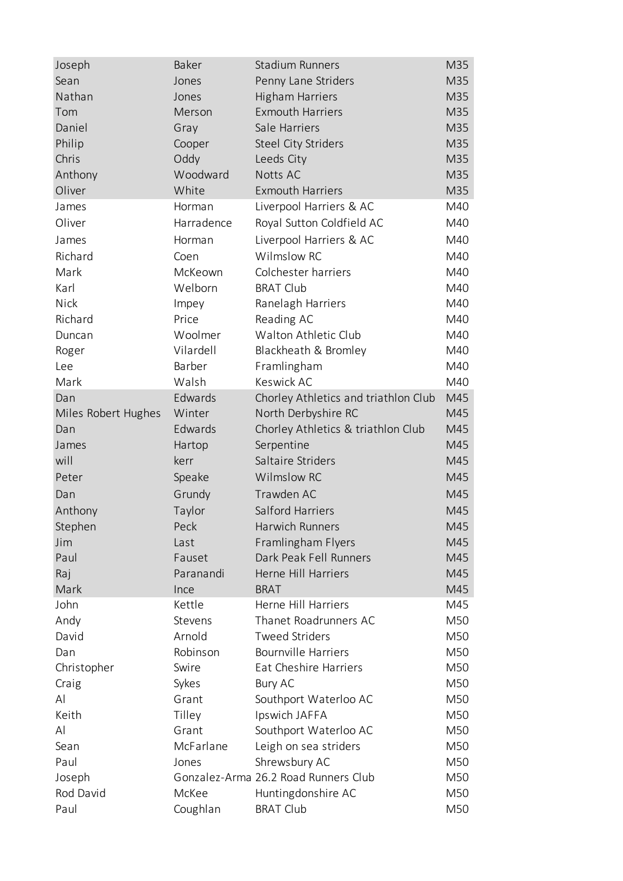| Joseph | Baker | Stadium Runners | M35 |
|---|---|---|---|
| Sean | Jones | Penny Lane Striders | M35 |
| Nathan | Jones | Higham Harriers | M35 |
| Tom | Merson | Exmouth Harriers | M35 |
| Daniel | Gray | Sale Harriers | M35 |
| Philip | Cooper | Steel City Striders | M35 |
| Chris | Oddy | Leeds City | M35 |
| Anthony | Woodward | Notts AC | M35 |
| Oliver | White | Exmouth Harriers | M35 |
| James | Horman | Liverpool Harriers & AC | M40 |
| Oliver | Harradence | Royal Sutton Coldfield AC | M40 |
| James | Horman | Liverpool Harriers & AC | M40 |
| Richard | Coen | Wilmslow RC | M40 |
| Mark | McKeown | Colchester harriers | M40 |
| Karl | Welborn | BRAT Club | M40 |
| Nick | Impey | Ranelagh Harriers | M40 |
| Richard | Price | Reading AC | M40 |
| Duncan | Woolmer | Walton Athletic Club | M40 |
| Roger | Vilardell | Blackheath & Bromley | M40 |
| Lee | Barber | Framlingham | M40 |
| Mark | Walsh | Keswick AC | M40 |
| Dan | Edwards | Chorley Athletics and triathlon Club | M45 |
| Miles Robert Hughes | Winter | North Derbyshire RC | M45 |
| Dan | Edwards | Chorley Athletics & triathlon Club | M45 |
| James | Hartop | Serpentine | M45 |
| will | kerr | Saltaire Striders | M45 |
| Peter | Speake | Wilmslow RC | M45 |
| Dan | Grundy | Trawden AC | M45 |
| Anthony | Taylor | Salford Harriers | M45 |
| Stephen | Peck | Harwich Runners | M45 |
| Jim | Last | Framlingham Flyers | M45 |
| Paul | Fauset | Dark Peak Fell Runners | M45 |
| Raj | Paranandi | Herne Hill Harriers | M45 |
| Mark | Ince | BRAT | M45 |
| John | Kettle | Herne Hill Harriers | M45 |
| Andy | Stevens | Thanet Roadrunners AC | M50 |
| David | Arnold | Tweed Striders | M50 |
| Dan | Robinson | Bournville Harriers | M50 |
| Christopher | Swire | Eat Cheshire Harriers | M50 |
| Craig | Sykes | Bury AC | M50 |
| Al | Grant | Southport Waterloo AC | M50 |
| Keith | Tilley | Ipswich JAFFA | M50 |
| Al | Grant | Southport Waterloo AC | M50 |
| Sean | McFarlane | Leigh on sea striders | M50 |
| Paul | Jones | Shrewsbury AC | M50 |
| Joseph | Gonzalez-Arma | 26.2 Road Runners Club | M50 |
| Rod David | McKee | Huntingdonshire AC | M50 |
| Paul | Coughlan | BRAT Club | M50 |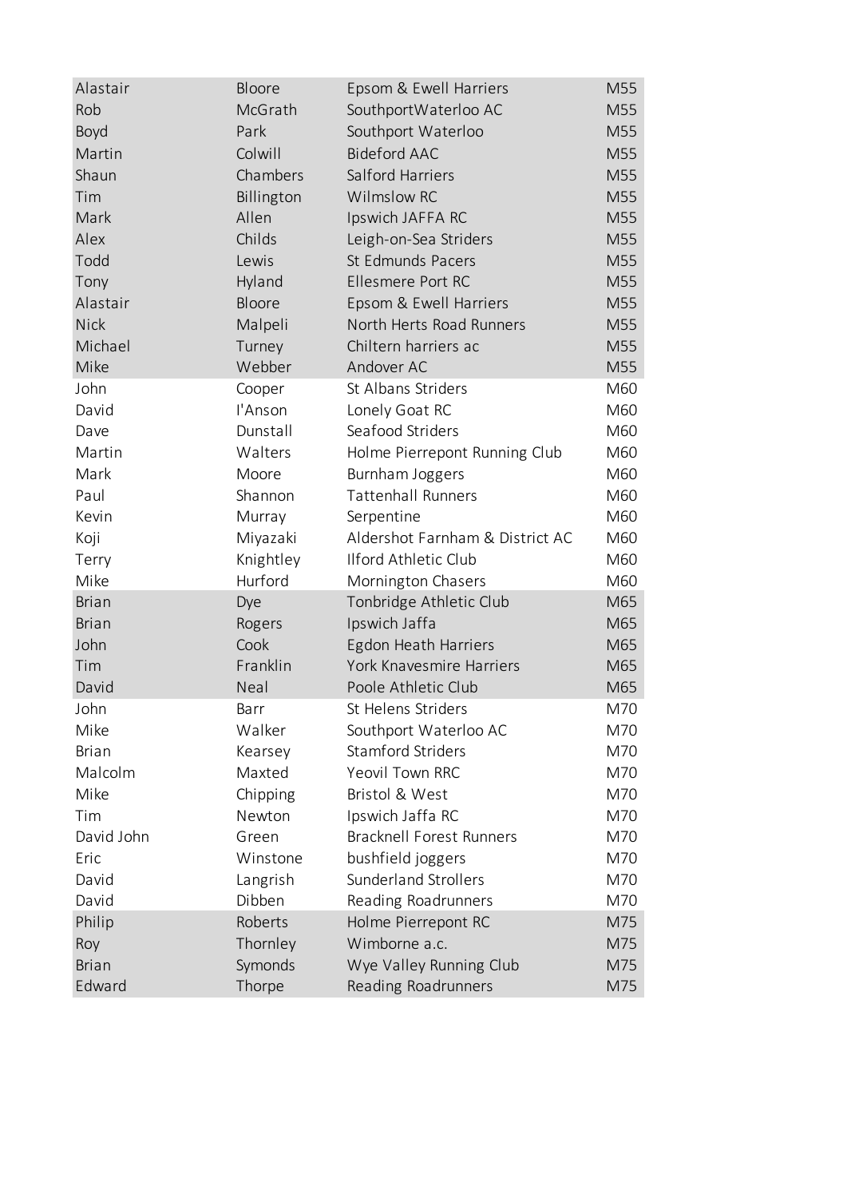| | | | |
|---|---|---|---|
| Alastair | Bloore | Epsom & Ewell Harriers | M55 |
| Rob | McGrath | SouthportWaterloo AC | M55 |
| Boyd | Park | Southport Waterloo | M55 |
| Martin | Colwill | Bideford AAC | M55 |
| Shaun | Chambers | Salford Harriers | M55 |
| Tim | Billington | Wilmslow RC | M55 |
| Mark | Allen | Ipswich JAFFA RC | M55 |
| Alex | Childs | Leigh-on-Sea Striders | M55 |
| Todd | Lewis | St Edmunds Pacers | M55 |
| Tony | Hyland | Ellesmere Port RC | M55 |
| Alastair | Bloore | Epsom & Ewell Harriers | M55 |
| Nick | Malpeli | North Herts Road Runners | M55 |
| Michael | Turney | Chiltern harriers ac | M55 |
| Mike | Webber | Andover AC | M55 |
| John | Cooper | St Albans Striders | M60 |
| David | I'Anson | Lonely Goat RC | M60 |
| Dave | Dunstall | Seafood Striders | M60 |
| Martin | Walters | Holme Pierrepont Running Club | M60 |
| Mark | Moore | Burnham Joggers | M60 |
| Paul | Shannon | Tattenhall Runners | M60 |
| Kevin | Murray | Serpentine | M60 |
| Koji | Miyazaki | Aldershot Farnham & District AC | M60 |
| Terry | Knightley | Ilford Athletic Club | M60 |
| Mike | Hurford | Mornington Chasers | M60 |
| Brian | Dye | Tonbridge Athletic Club | M65 |
| Brian | Rogers | Ipswich Jaffa | M65 |
| John | Cook | Egdon Heath Harriers | M65 |
| Tim | Franklin | York Knavesmire Harriers | M65 |
| David | Neal | Poole Athletic Club | M65 |
| John | Barr | St Helens Striders | M70 |
| Mike | Walker | Southport Waterloo AC | M70 |
| Brian | Kearsey | Stamford Striders | M70 |
| Malcolm | Maxted | Yeovil Town RRC | M70 |
| Mike | Chipping | Bristol & West | M70 |
| Tim | Newton | Ipswich Jaffa RC | M70 |
| David John | Green | Bracknell Forest Runners | M70 |
| Eric | Winstone | bushfield joggers | M70 |
| David | Langrish | Sunderland Strollers | M70 |
| David | Dibben | Reading Roadrunners | M70 |
| Philip | Roberts | Holme Pierrepont RC | M75 |
| Roy | Thornley | Wimborne a.c. | M75 |
| Brian | Symonds | Wye Valley Running Club | M75 |
| Edward | Thorpe | Reading Roadrunners | M75 |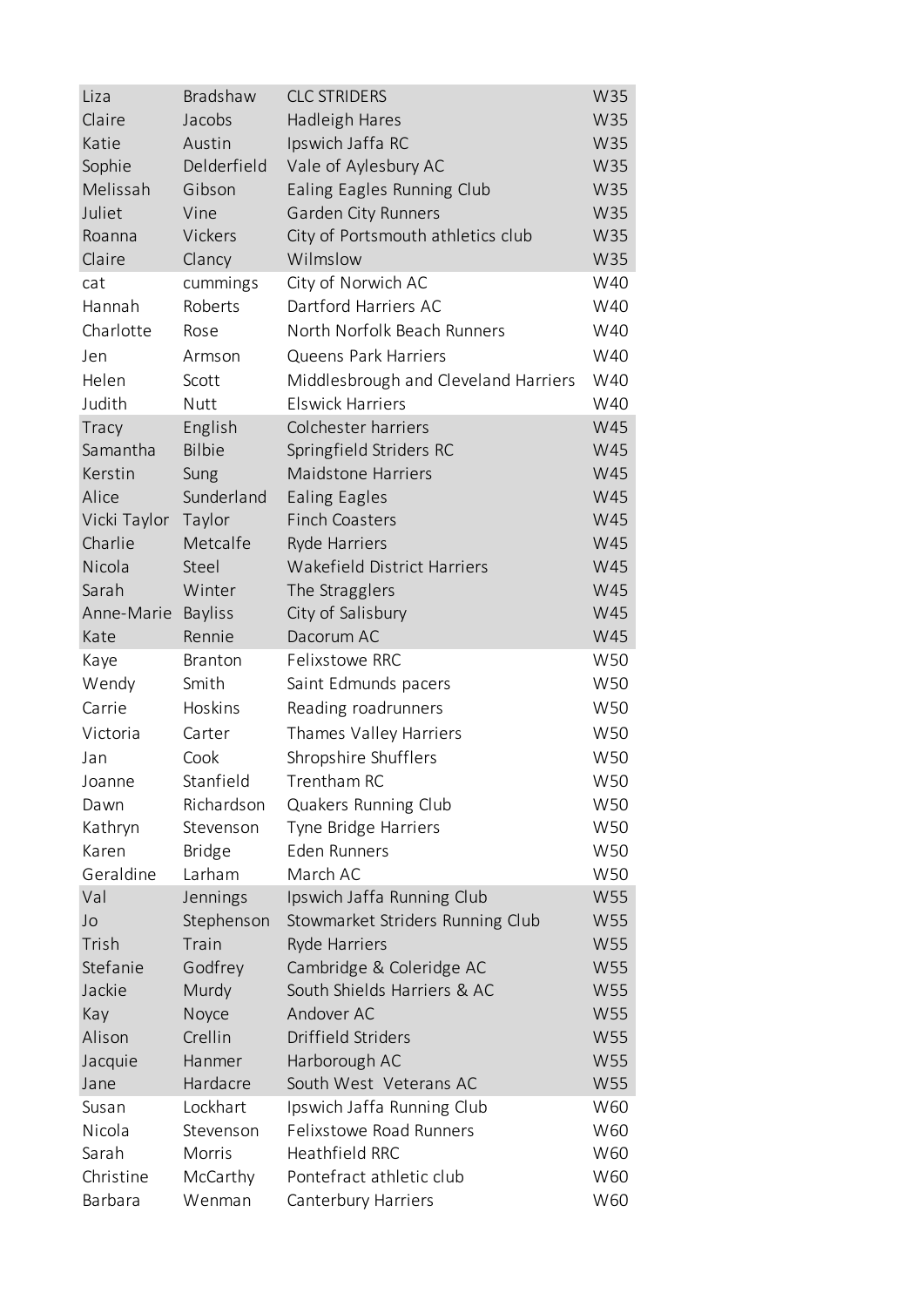| | | | |
|---|---|---|---|
| Liza | Bradshaw | CLC STRIDERS | W35 |
| Claire | Jacobs | Hadleigh Hares | W35 |
| Katie | Austin | Ipswich Jaffa RC | W35 |
| Sophie | Delderfield | Vale of Aylesbury AC | W35 |
| Melissah | Gibson | Ealing Eagles Running Club | W35 |
| Juliet | Vine | Garden City Runners | W35 |
| Roanna | Vickers | City of Portsmouth athletics club | W35 |
| Claire | Clancy | Wilmslow | W35 |
| cat | cummings | City of Norwich AC | W40 |
| Hannah | Roberts | Dartford Harriers AC | W40 |
| Charlotte | Rose | North Norfolk Beach Runners | W40 |
| Jen | Armson | Queens Park Harriers | W40 |
| Helen | Scott | Middlesbrough and Cleveland Harriers | W40 |
| Judith | Nutt | Elswick Harriers | W40 |
| Tracy | English | Colchester harriers | W45 |
| Samantha | Bilbie | Springfield Striders RC | W45 |
| Kerstin | Sung | Maidstone Harriers | W45 |
| Alice | Sunderland | Ealing Eagles | W45 |
| Vicki Taylor | Taylor | Finch Coasters | W45 |
| Charlie | Metcalfe | Ryde Harriers | W45 |
| Nicola | Steel | Wakefield District Harriers | W45 |
| Sarah | Winter | The Stragglers | W45 |
| Anne-Marie | Bayliss | City of Salisbury | W45 |
| Kate | Rennie | Dacorum AC | W45 |
| Kaye | Branton | Felixstowe RRC | W50 |
| Wendy | Smith | Saint Edmunds pacers | W50 |
| Carrie | Hoskins | Reading roadrunners | W50 |
| Victoria | Carter | Thames Valley Harriers | W50 |
| Jan | Cook | Shropshire Shufflers | W50 |
| Joanne | Stanfield | Trentham RC | W50 |
| Dawn | Richardson | Quakers Running Club | W50 |
| Kathryn | Stevenson | Tyne Bridge Harriers | W50 |
| Karen | Bridge | Eden Runners | W50 |
| Geraldine | Larham | March AC | W50 |
| Val | Jennings | Ipswich Jaffa Running Club | W55 |
| Jo | Stephenson | Stowmarket Striders Running Club | W55 |
| Trish | Train | Ryde Harriers | W55 |
| Stefanie | Godfrey | Cambridge & Coleridge AC | W55 |
| Jackie | Murdy | South Shields Harriers & AC | W55 |
| Kay | Noyce | Andover AC | W55 |
| Alison | Crellin | Driffield Striders | W55 |
| Jacquie | Hanmer | Harborough AC | W55 |
| Jane | Hardacre | South West Veterans AC | W55 |
| Susan | Lockhart | Ipswich Jaffa Running Club | W60 |
| Nicola | Stevenson | Felixstowe Road Runners | W60 |
| Sarah | Morris | Heathfield RRC | W60 |
| Christine | McCarthy | Pontefract athletic club | W60 |
| Barbara | Wenman | Canterbury Harriers | W60 |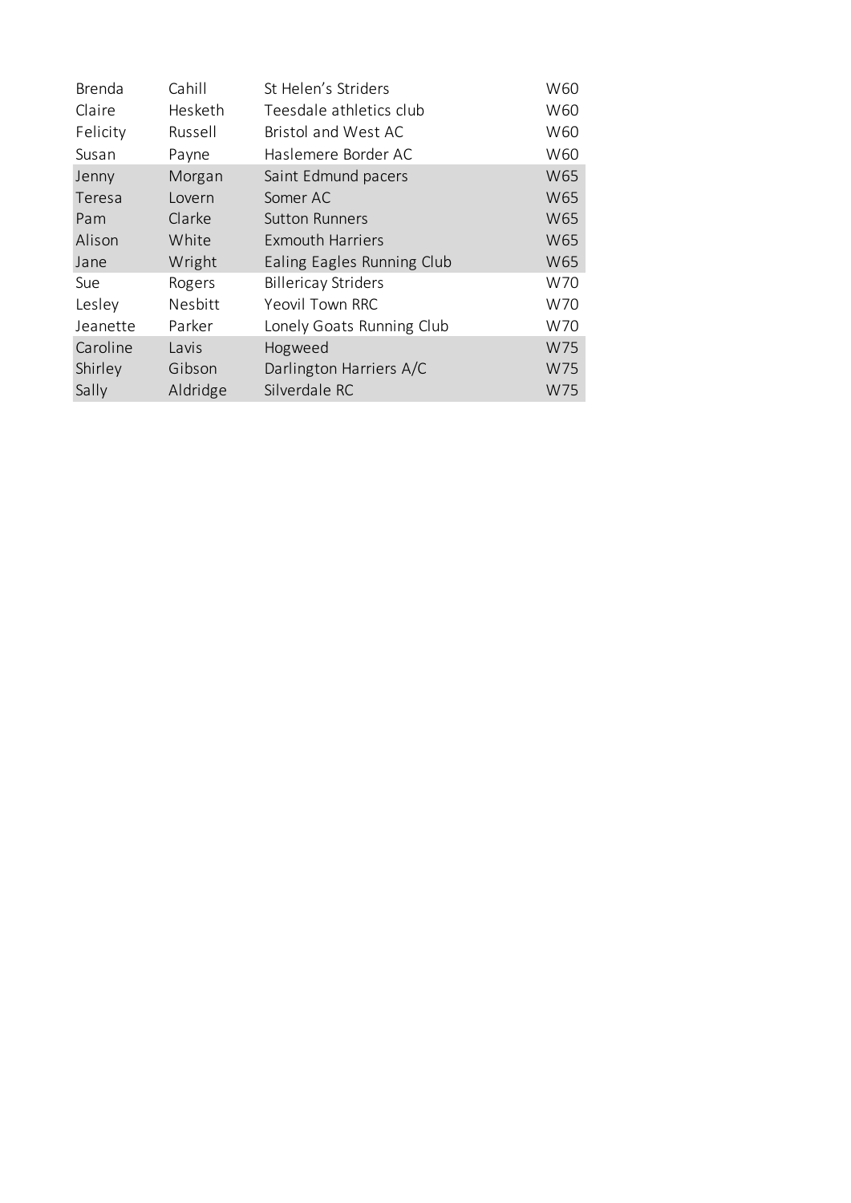| | | | |
|---|---|---|---|
| Brenda | Cahill | St Helen's Striders | W60 |
| Claire | Hesketh | Teesdale athletics club | W60 |
| Felicity | Russell | Bristol and West AC | W60 |
| Susan | Payne | Haslemere Border AC | W60 |
| Jenny | Morgan | Saint Edmund pacers | W65 |
| Teresa | Lovern | Somer AC | W65 |
| Pam | Clarke | Sutton Runners | W65 |
| Alison | White | Exmouth Harriers | W65 |
| Jane | Wright | Ealing Eagles Running Club | W65 |
| Sue | Rogers | Billericay Striders | W70 |
| Lesley | Nesbitt | Yeovil Town RRC | W70 |
| Jeanette | Parker | Lonely Goats Running Club | W70 |
| Caroline | Lavis | Hogweed | W75 |
| Shirley | Gibson | Darlington Harriers A/C | W75 |
| Sally | Aldridge | Silverdale RC | W75 |